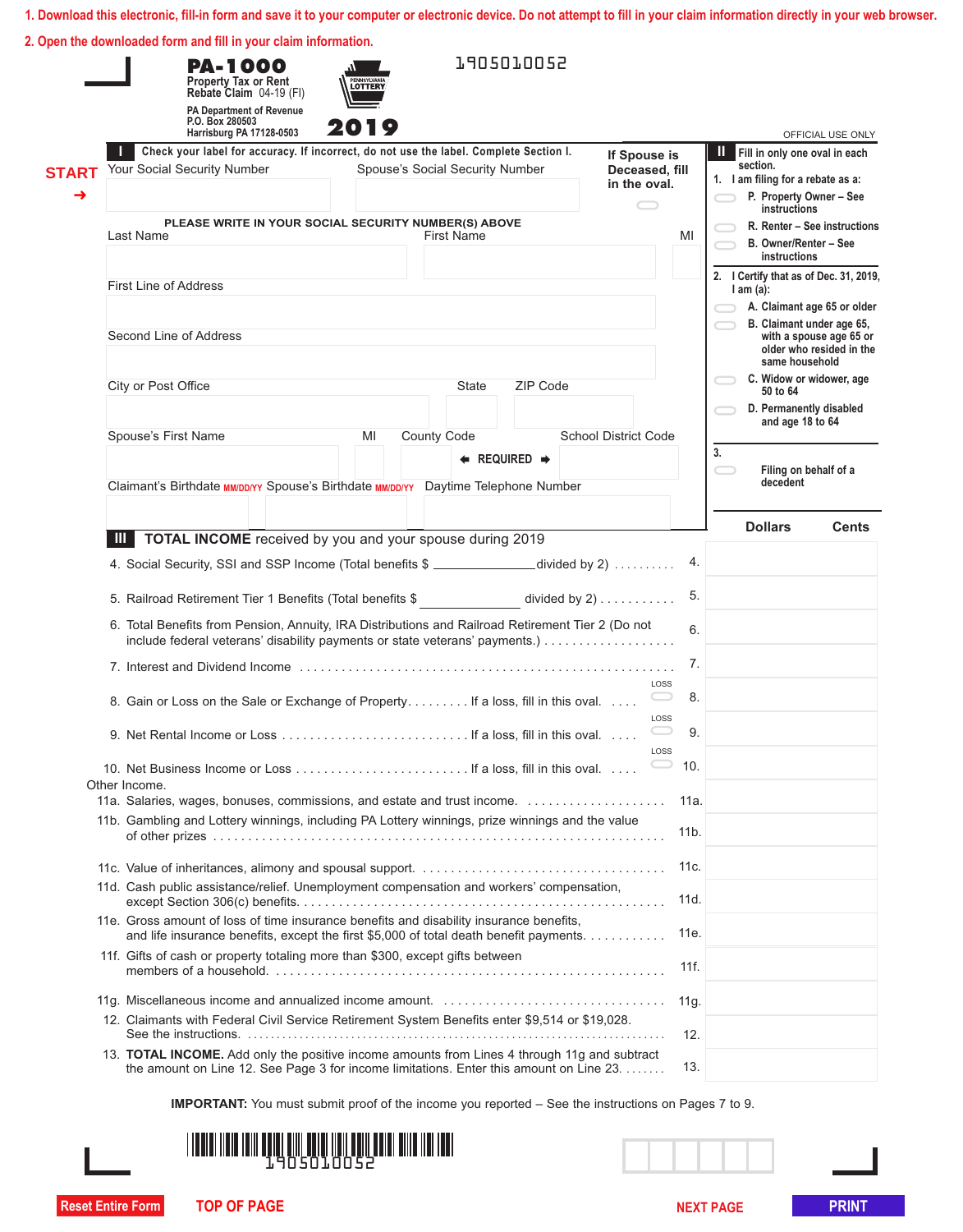1. Download this electronic, fill-in form and save it to your computer or electronic device. Do not attempt to fill in your claim information directly in your web browser.

2. Open the downloaded form and fill in your claim information.

# PA-1000

**Property Tax or Rent Rebate Claim** 04-19 (FI)

PA Department of Revenue
P.O. Box 280503
Harrisburg PA 17128-0503

PENNSYLVANIA LOTTERY

**2019**

1905010052

OFFICIAL USE ONLY

## I Check your label for accuracy. If incorrect, do not use the label. Complete Section I.

START →

Your Social Security Number | Spouse's Social Security Number

**If Spouse is Deceased, fill in the oval.**

PLEASE WRITE IN YOUR SOCIAL SECURITY NUMBER(S) ABOVE

Last Name | First Name | MI

First Line of Address

Second Line of Address

City or Post Office | State | ZIP Code

Spouse's First Name | MI | County Code | School District Code

← REQUIRED →

Claimant's Birthdate MM/DD/YY | Spouse's Birthdate MM/DD/YY | Daytime Telephone Number

## II Fill in only one oval in each section.

1. I am filing for a rebate as a:
   - P. Property Owner – See instructions
   - R. Renter – See instructions
   - B. Owner/Renter – See instructions

2. I Certify that as of Dec. 31, 2019, I am (a):
   - A. Claimant age 65 or older
   - B. Claimant under age 65, with a spouse age 65 or older who resided in the same household
   - C. Widow or widower, age 50 to 64
   - D. Permanently disabled and age 18 to 64

3. Filing on behalf of a decedent

## III TOTAL INCOME received by you and your spouse during 2019

| Line | Description | Dollars | Cents |
|---|---|---|---|
| 4. | Social Security, SSI and SSP Income (Total benefits $ ______ divided by 2) | | |
| 5. | Railroad Retirement Tier 1 Benefits (Total benefits $ ______ divided by 2) | | |
| 6. | Total Benefits from Pension, Annuity, IRA Distributions and Railroad Retirement Tier 2 (Do not include federal veterans' disability payments or state veterans' payments.) | | |
| 7. | Interest and Dividend Income | | |
| 8. | Gain or Loss on the Sale or Exchange of Property. If a loss, fill in this oval. LOSS | | |
| 9. | Net Rental Income or Loss. If a loss, fill in this oval. LOSS | | |
| 10. | Net Business Income or Loss. If a loss, fill in this oval. LOSS | | |
| | Other Income. | | |
| 11a. | Salaries, wages, bonuses, commissions, and estate and trust income. | | |
| 11b. | Gambling and Lottery winnings, including PA Lottery winnings, prize winnings and the value of other prizes | | |
| 11c. | Value of inheritances, alimony and spousal support. | | |
| 11d. | Cash public assistance/relief. Unemployment compensation and workers' compensation, except Section 306(c) benefits. | | |
| 11e. | Gross amount of loss of time insurance benefits and disability insurance benefits, and life insurance benefits, except the first $5,000 of total death benefit payments. | | |
| 11f. | Gifts of cash or property totaling more than $300, except gifts between members of a household. | | |
| 11g. | Miscellaneous income and annualized income amount. | | |
| 12. | Claimants with Federal Civil Service Retirement System Benefits enter $9,514 or $19,028. See the instructions. | | |
| 13. | **TOTAL INCOME.** Add only the positive income amounts from Lines 4 through 11g and subtract the amount on Line 12. See Page 3 for income limitations. Enter this amount on Line 23. | | |

**IMPORTANT:** You must submit proof of the income you reported – See the instructions on Pages 7 to 9.

1905010052

Reset Entire Form | TOP OF PAGE | NEXT PAGE | PRINT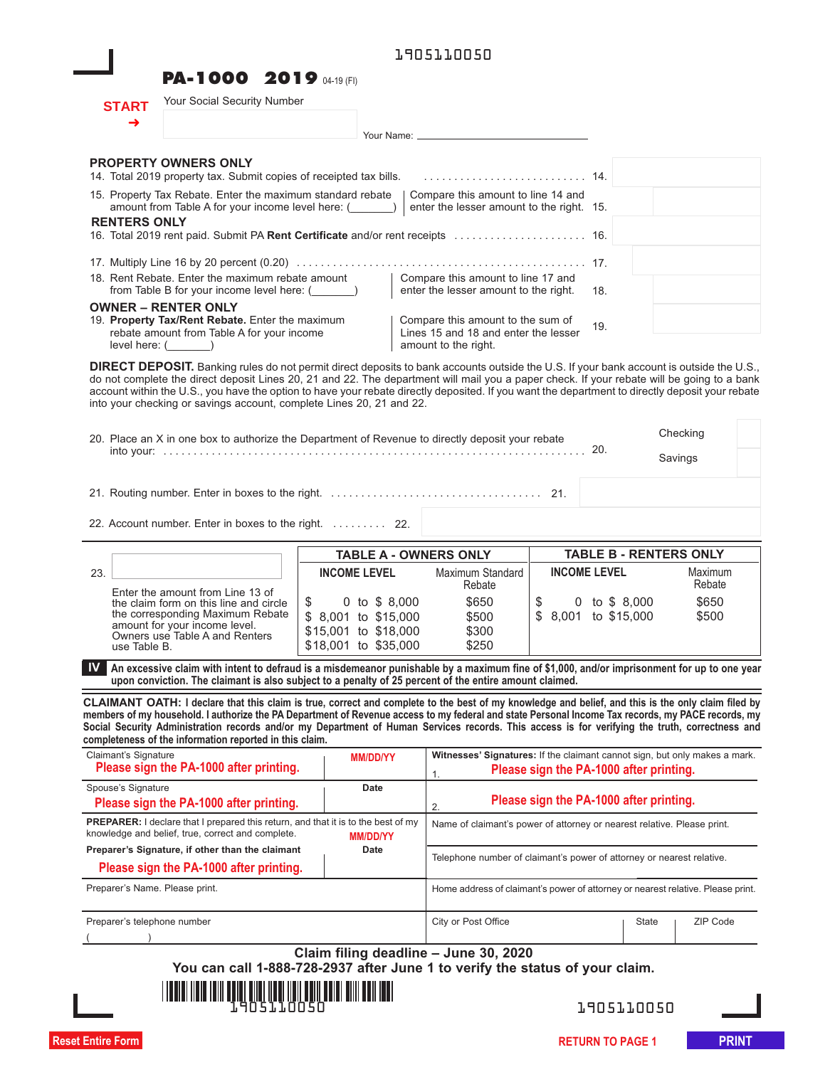1905110050

# PA-1000 2019 04-19 (FI)

START ➔ Your Social Security Number

Your Name: ______________________

## PROPERTY OWNERS ONLY

14. Total 2019 property tax. Submit copies of receipted tax bills. . . . . . . . . . . . . . . . . . . . . . . . . . . . 14.

15. Property Tax Rebate. Enter the maximum standard rebate amount from Table A for your income level here: (_______) | Compare this amount to line 14 and enter the lesser amount to the right. 15.

## RENTERS ONLY

16. Total 2019 rent paid. Submit PA **Rent Certificate** and/or rent receipts . . . . . . . . . . . . . . . . . . . . . 16.

17. Multiply Line 16 by 20 percent (0.20) . . . . . . . . . . . . . . . . . . . . . . . . . . . . . . . . . . . . . . . . . . . . . . . 17.

18. Rent Rebate. Enter the maximum rebate amount from Table B for your income level here: (_______) | Compare this amount to line 17 and enter the lesser amount to the right. 18.

## OWNER – RENTER ONLY

19. **Property Tax/Rent Rebate.** Enter the maximum rebate amount from Table A for your income level here: (_______) | Compare this amount to the sum of Lines 15 and 18 and enter the lesser amount to the right. 19.

**DIRECT DEPOSIT.** Banking rules do not permit direct deposits to bank accounts outside the U.S. If your bank account is outside the U.S., do not complete the direct deposit Lines 20, 21 and 22. The department will mail you a paper check. If your rebate will be going to a bank account within the U.S., you have the option to have your rebate directly deposited. If you want the department to directly deposit your rebate into your checking or savings account, complete Lines 20, 21 and 22.

20. Place an X in one box to authorize the Department of Revenue to directly deposit your rebate into your: . . . . . . . . . . . . . . . . . . . . . . . . . . . . . . . . . . . . . . . . . . . . . . . . . . . . . . . . . . . . . . . . . 20. Checking / Savings

21. Routing number. Enter in boxes to the right. . . . . . . . . . . . . . . . . . . . . . . . . . . . . . . . . . . . 21.

22. Account number. Enter in boxes to the right. . . . . . . . . . 22.

23. Enter the amount from Line 13 of the claim form on this line and circle the corresponding Maximum Rebate amount for your income level. Owners use Table A and Renters use Table B.

| TABLE A - OWNERS ONLY | | TABLE B - RENTERS ONLY | |
|---|---|---|---|
| INCOME LEVEL | Maximum Standard Rebate | INCOME LEVEL | Maximum Rebate |
| $ 0 to $ 8,000 | $650 | $ 0 to $ 8,000 | $650 |
| $ 8,001 to $15,000 | $500 | $ 8,001 to $15,000 | $500 |
| $15,001 to $18,000 | $300 | | |
| $18,001 to $35,000 | $250 | | |

**IV An excessive claim with intent to defraud is a misdemeanor punishable by a maximum fine of $1,000, and/or imprisonment for up to one year upon conviction. The claimant is also subject to a penalty of 25 percent of the entire amount claimed.**

**CLAIMANT OATH: I declare that this claim is true, correct and complete to the best of my knowledge and belief, and this is the only claim filed by members of my household. I authorize the PA Department of Revenue access to my federal and state Personal Income Tax records, my PACE records, my Social Security Administration records and/or my Department of Human Services records. This access is for verifying the truth, correctness and completeness of the information reported in this claim.**

Claimant's Signature — Please sign the PA-1000 after printing. — MM/DD/YY

Spouse's Signature — Please sign the PA-1000 after printing. — Date

**Witnesses' Signatures:** If the claimant cannot sign, but only makes a mark.
1. Please sign the PA-1000 after printing.
2. Please sign the PA-1000 after printing.

**PREPARER:** I declare that I prepared this return, and that it is to the best of my knowledge and belief, true, correct and complete. MM/DD/YY

**Preparer's Signature, if other than the claimant** — Please sign the PA-1000 after printing. — Date

Preparer's Name. Please print.

Preparer's telephone number ( )

Name of claimant's power of attorney or nearest relative. Please print.

Telephone number of claimant's power of attorney or nearest relative.

Home address of claimant's power of attorney or nearest relative. Please print.

City or Post Office | State | ZIP Code

**Claim filing deadline – June 30, 2020**

**You can call 1-888-728-2937 after June 1 to verify the status of your claim.**

1905110050

1905110050

Reset Entire Form | RETURN TO PAGE 1 | PRINT